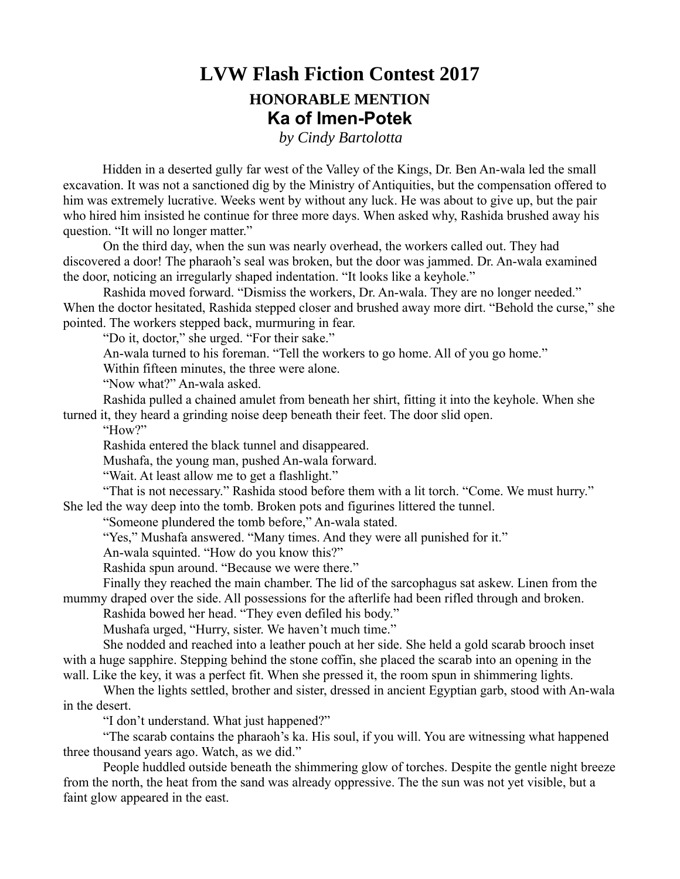# LVW Flash Fiction Contest 2017

## HONORABLE MENTION

## Ka of Imen-Potek

*by Cindy Bartolotta*

Hidden in a deserted gully far west of the Valley of the Kings, Dr. Ben An-wala led the small excavation. It was not a sanctioned dig by the Ministry of Antiquities, but the compensation offered to him was extremely lucrative. Weeks went by without any luck. He was about to give up, but the pair who hired him insisted he continue for three more days. When asked why, Rashida brushed away his question. “It will no longer matter.”

On the third day, when the sun was nearly overhead, the workers called out. They had discovered a door! The pharaoh’s seal was broken, but the door was jammed. Dr. An-wala examined the door, noticing an irregularly shaped indentation. “It looks like a keyhole.”

Rashida moved forward. “Dismiss the workers, Dr. An-wala. They are no longer needed.” When the doctor hesitated, Rashida stepped closer and brushed away more dirt. “Behold the curse,” she pointed. The workers stepped back, murmuring in fear.

“Do it, doctor,” she urged. “For their sake.”

An-wala turned to his foreman. “Tell the workers to go home. All of you go home.”

Within fifteen minutes, the three were alone.

“Now what?” An-wala asked.

Rashida pulled a chained amulet from beneath her shirt, fitting it into the keyhole. When she turned it, they heard a grinding noise deep beneath their feet. The door slid open.

“How?”

Rashida entered the black tunnel and disappeared.

Mushafa, the young man, pushed An-wala forward.

“Wait. At least allow me to get a flashlight.”

“That is not necessary.” Rashida stood before them with a lit torch. “Come. We must hurry.” She led the way deep into the tomb. Broken pots and figurines littered the tunnel.

“Someone plundered the tomb before,” An-wala stated.

“Yes,” Mushafa answered. “Many times. And they were all punished for it.”

An-wala squinted. “How do you know this?”

Rashida spun around. “Because we were there.”

Finally they reached the main chamber. The lid of the sarcophagus sat askew. Linen from the mummy draped over the side. All possessions for the afterlife had been rifled through and broken.

Rashida bowed her head. “They even defiled his body.”

Mushafa urged, “Hurry, sister. We haven’t much time.”

She nodded and reached into a leather pouch at her side. She held a gold scarab brooch inset with a huge sapphire. Stepping behind the stone coffin, she placed the scarab into an opening in the wall. Like the key, it was a perfect fit. When she pressed it, the room spun in shimmering lights.

When the lights settled, brother and sister, dressed in ancient Egyptian garb, stood with An-wala in the desert.

“I don’t understand. What just happened?”

“The scarab contains the pharaoh’s ka. His soul, if you will. You are witnessing what happened three thousand years ago. Watch, as we did.”

People huddled outside beneath the shimmering glow of torches. Despite the gentle night breeze from the north, the heat from the sand was already oppressive. The the sun was not yet visible, but a faint glow appeared in the east.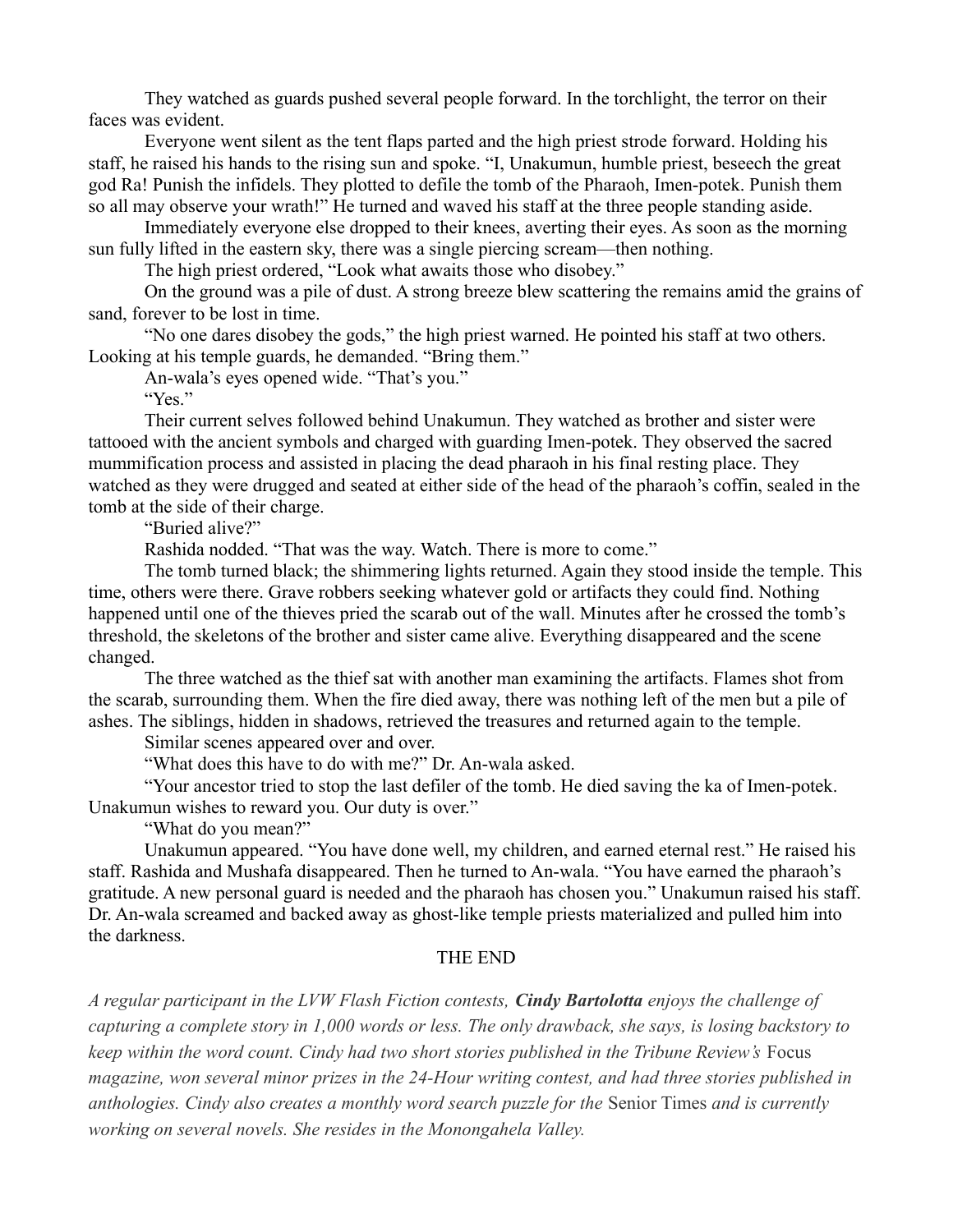They watched as guards pushed several people forward. In the torchlight, the terror on their faces was evident.

Everyone went silent as the tent flaps parted and the high priest strode forward. Holding his staff, he raised his hands to the rising sun and spoke. "I, Unakumun, humble priest, beseech the great god Ra! Punish the infidels. They plotted to defile the tomb of the Pharaoh, Imen-potek. Punish them so all may observe your wrath!" He turned and waved his staff at the three people standing aside.

Immediately everyone else dropped to their knees, averting their eyes. As soon as the morning sun fully lifted in the eastern sky, there was a single piercing scream—then nothing.

The high priest ordered, "Look what awaits those who disobey."

On the ground was a pile of dust. A strong breeze blew scattering the remains amid the grains of sand, forever to be lost in time.

"No one dares disobey the gods," the high priest warned. He pointed his staff at two others. Looking at his temple guards, he demanded. "Bring them."

An-wala's eyes opened wide. "That's you."

"Yes."

Their current selves followed behind Unakumun. They watched as brother and sister were tattooed with the ancient symbols and charged with guarding Imen-potek. They observed the sacred mummification process and assisted in placing the dead pharaoh in his final resting place. They watched as they were drugged and seated at either side of the head of the pharaoh's coffin, sealed in the tomb at the side of their charge.

"Buried alive?"

Rashida nodded. "That was the way. Watch. There is more to come."

The tomb turned black; the shimmering lights returned. Again they stood inside the temple. This time, others were there. Grave robbers seeking whatever gold or artifacts they could find. Nothing happened until one of the thieves pried the scarab out of the wall. Minutes after he crossed the tomb's threshold, the skeletons of the brother and sister came alive. Everything disappeared and the scene changed.

The three watched as the thief sat with another man examining the artifacts. Flames shot from the scarab, surrounding them. When the fire died away, there was nothing left of the men but a pile of ashes. The siblings, hidden in shadows, retrieved the treasures and returned again to the temple.

Similar scenes appeared over and over.

"What does this have to do with me?" Dr. An-wala asked.

"Your ancestor tried to stop the last defiler of the tomb. He died saving the ka of Imen-potek. Unakumun wishes to reward you. Our duty is over."

"What do you mean?"

Unakumun appeared. "You have done well, my children, and earned eternal rest." He raised his staff. Rashida and Mushafa disappeared. Then he turned to An-wala. "You have earned the pharaoh's gratitude. A new personal guard is needed and the pharaoh has chosen you." Unakumun raised his staff. Dr. An-wala screamed and backed away as ghost-like temple priests materialized and pulled him into the darkness.

THE END

*A regular participant in the LVW Flash Fiction contests, **Cindy Bartolotta** enjoys the challenge of capturing a complete story in 1,000 words or less. The only drawback, she says, is losing backstory to keep within the word count. Cindy had two short stories published in the Tribune Review's* Focus *magazine, won several minor prizes in the 24-Hour writing contest, and had three stories published in anthologies. Cindy also creates a monthly word search puzzle for the* Senior Times *and is currently working on several novels. She resides in the Monongahela Valley.*